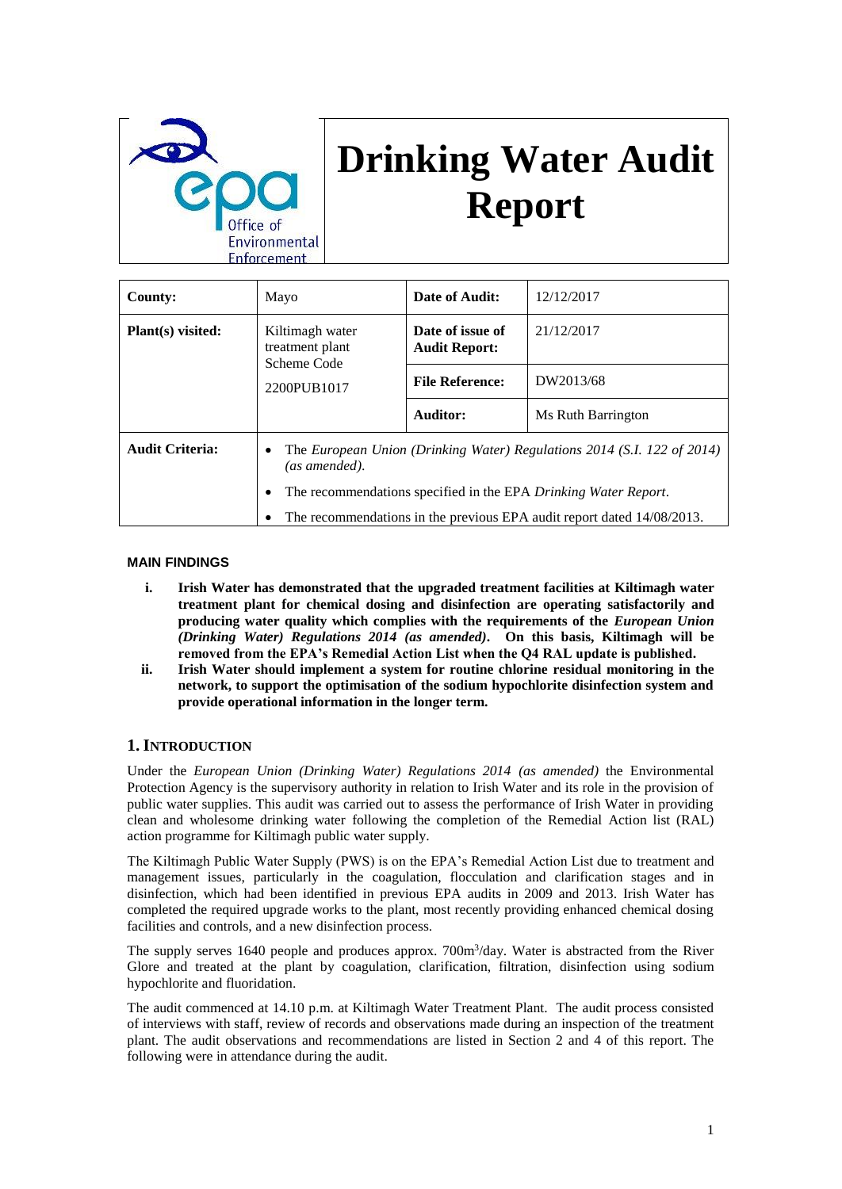# Drinking Water Audit Report

| County: | Mayo | Date of Audit: | 12/12/2017 |
|---|---|---|---|
| Plant(s) visited: | Kiltimagh water treatment plant Scheme Code 2200PUB1017 | Date of issue of Audit Report: | 21/12/2017 |
| | | File Reference: | DW2013/68 |
| | | Auditor: | Ms Ruth Barrington |
| Audit Criteria: | • The *European Union (Drinking Water) Regulations 2014 (S.I. 122 of 2014) (as amended)*.<br>• The recommendations specified in the EPA *Drinking Water Report*.<br>• The recommendations in the previous EPA audit report dated 14/08/2013. | | |

### MAIN FINDINGS

- **i. Irish Water has demonstrated that the upgraded treatment facilities at Kiltimagh water treatment plant for chemical dosing and disinfection are operating satisfactorily and producing water quality which complies with the requirements of the *European Union (Drinking Water) Regulations 2014 (as amended)*. On this basis, Kiltimagh will be removed from the EPA's Remedial Action List when the Q4 RAL update is published.**
- **ii. Irish Water should implement a system for routine chlorine residual monitoring in the network, to support the optimisation of the sodium hypochlorite disinfection system and provide operational information in the longer term.**

## 1. INTRODUCTION

Under the *European Union (Drinking Water) Regulations 2014 (as amended)* the Environmental Protection Agency is the supervisory authority in relation to Irish Water and its role in the provision of public water supplies. This audit was carried out to assess the performance of Irish Water in providing clean and wholesome drinking water following the completion of the Remedial Action list (RAL) action programme for Kiltimagh public water supply.

The Kiltimagh Public Water Supply (PWS) is on the EPA's Remedial Action List due to treatment and management issues, particularly in the coagulation, flocculation and clarification stages and in disinfection, which had been identified in previous EPA audits in 2009 and 2013. Irish Water has completed the required upgrade works to the plant, most recently providing enhanced chemical dosing facilities and controls, and a new disinfection process.

The supply serves 1640 people and produces approx. 700m$^3$/day. Water is abstracted from the River Glore and treated at the plant by coagulation, clarification, filtration, disinfection using sodium hypochlorite and fluoridation.

The audit commenced at 14.10 p.m. at Kiltimagh Water Treatment Plant. The audit process consisted of interviews with staff, review of records and observations made during an inspection of the treatment plant. The audit observations and recommendations are listed in Section 2 and 4 of this report. The following were in attendance during the audit.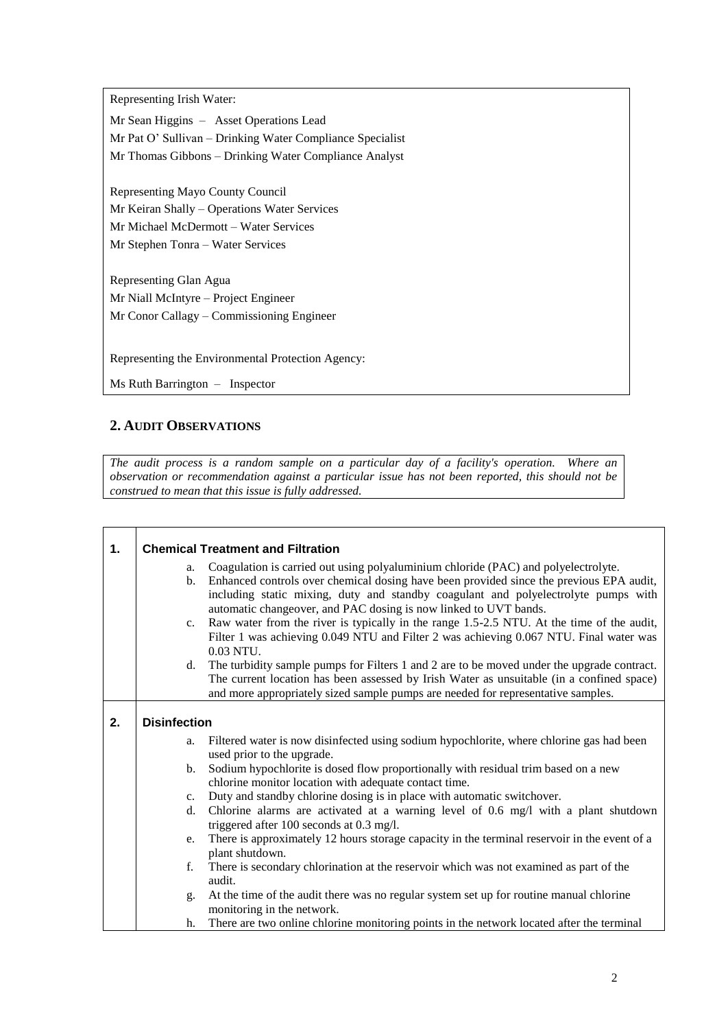Representing Irish Water:

Mr Sean Higgins – Asset Operations Lead
Mr Pat O' Sullivan – Drinking Water Compliance Specialist
Mr Thomas Gibbons – Drinking Water Compliance Analyst

Representing Mayo County Council
Mr Keiran Shally – Operations Water Services
Mr Michael McDermott – Water Services
Mr Stephen Tonra – Water Services

Representing Glan Agua
Mr Niall McIntyre – Project Engineer
Mr Conor Callagy – Commissioning Engineer

Representing the Environmental Protection Agency:

Ms Ruth Barrington – Inspector

## 2. AUDIT OBSERVATIONS

*The audit process is a random sample on a particular day of a facility's operation. Where an observation or recommendation against a particular issue has not been reported, this should not be construed to mean that this issue is fully addressed.*

**1. Chemical Treatment and Filtration**

a. Coagulation is carried out using polyaluminium chloride (PAC) and polyelectrolyte.
b. Enhanced controls over chemical dosing have been provided since the previous EPA audit, including static mixing, duty and standby coagulant and polyelectrolyte pumps with automatic changeover, and PAC dosing is now linked to UVT bands.
c. Raw water from the river is typically in the range 1.5-2.5 NTU. At the time of the audit, Filter 1 was achieving 0.049 NTU and Filter 2 was achieving 0.067 NTU. Final water was 0.03 NTU.
d. The turbidity sample pumps for Filters 1 and 2 are to be moved under the upgrade contract. The current location has been assessed by Irish Water as unsuitable (in a confined space) and more appropriately sized sample pumps are needed for representative samples.

**2. Disinfection**

a. Filtered water is now disinfected using sodium hypochlorite, where chlorine gas had been used prior to the upgrade.
b. Sodium hypochlorite is dosed flow proportionally with residual trim based on a new chlorine monitor location with adequate contact time.
c. Duty and standby chlorine dosing is in place with automatic switchover.
d. Chlorine alarms are activated at a warning level of 0.6 mg/l with a plant shutdown triggered after 100 seconds at 0.3 mg/l.
e. There is approximately 12 hours storage capacity in the terminal reservoir in the event of a plant shutdown.
f. There is secondary chlorination at the reservoir which was not examined as part of the audit.
g. At the time of the audit there was no regular system set up for routine manual chlorine monitoring in the network.
h. There are two online chlorine monitoring points in the network located after the terminal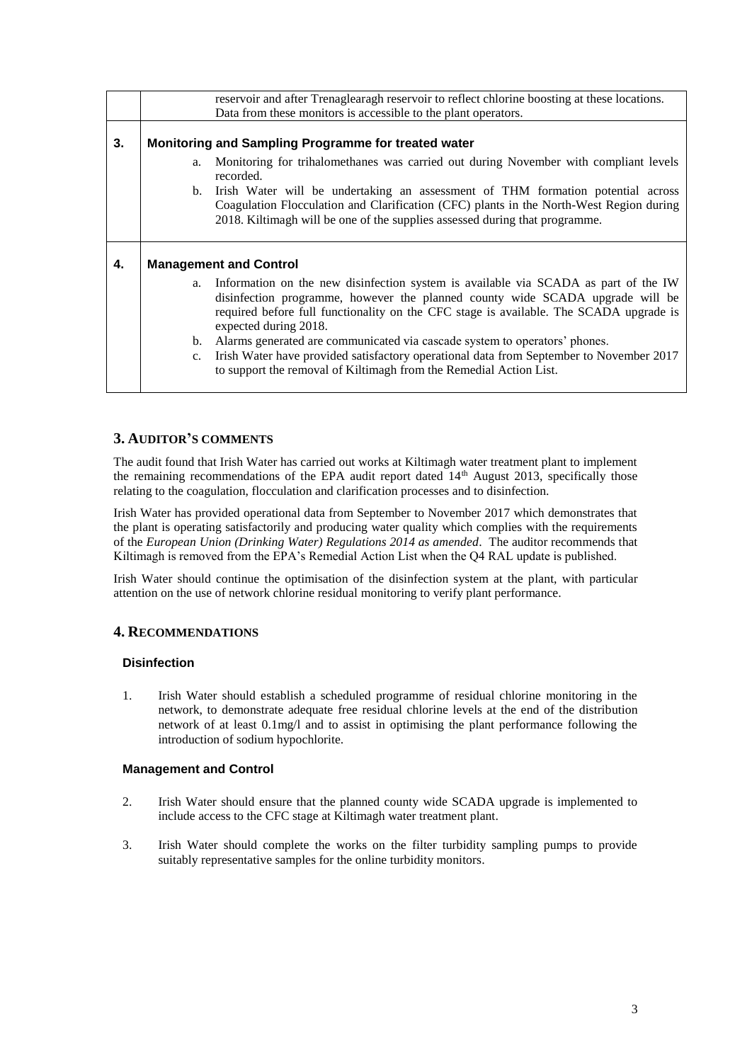| | |
|---|---|
| | reservoir and after Trenaglearagh reservoir to reflect chlorine boosting at these locations. Data from these monitors is accessible to the plant operators. |
| **3.** | **Monitoring and Sampling Programme for treated water**<br>a. Monitoring for trihalomethanes was carried out during November with compliant levels recorded.<br>b. Irish Water will be undertaking an assessment of THM formation potential across Coagulation Flocculation and Clarification (CFC) plants in the North-West Region during 2018. Kiltimagh will be one of the supplies assessed during that programme. |
| **4.** | **Management and Control**<br>a. Information on the new disinfection system is available via SCADA as part of the IW disinfection programme, however the planned county wide SCADA upgrade will be required before full functionality on the CFC stage is available. The SCADA upgrade is expected during 2018.<br>b. Alarms generated are communicated via cascade system to operators' phones.<br>c. Irish Water have provided satisfactory operational data from September to November 2017 to support the removal of Kiltimagh from the Remedial Action List. |

## 3. AUDITOR'S COMMENTS

The audit found that Irish Water has carried out works at Kiltimagh water treatment plant to implement the remaining recommendations of the EPA audit report dated 14th August 2013, specifically those relating to the coagulation, flocculation and clarification processes and to disinfection.

Irish Water has provided operational data from September to November 2017 which demonstrates that the plant is operating satisfactorily and producing water quality which complies with the requirements of the *European Union (Drinking Water) Regulations 2014 as amended*. The auditor recommends that Kiltimagh is removed from the EPA's Remedial Action List when the Q4 RAL update is published.

Irish Water should continue the optimisation of the disinfection system at the plant, with particular attention on the use of network chlorine residual monitoring to verify plant performance.

## 4. RECOMMENDATIONS

### Disinfection

1. Irish Water should establish a scheduled programme of residual chlorine monitoring in the network, to demonstrate adequate free residual chlorine levels at the end of the distribution network of at least 0.1mg/l and to assist in optimising the plant performance following the introduction of sodium hypochlorite.

### Management and Control

2. Irish Water should ensure that the planned county wide SCADA upgrade is implemented to include access to the CFC stage at Kiltimagh water treatment plant.

3. Irish Water should complete the works on the filter turbidity sampling pumps to provide suitably representative samples for the online turbidity monitors.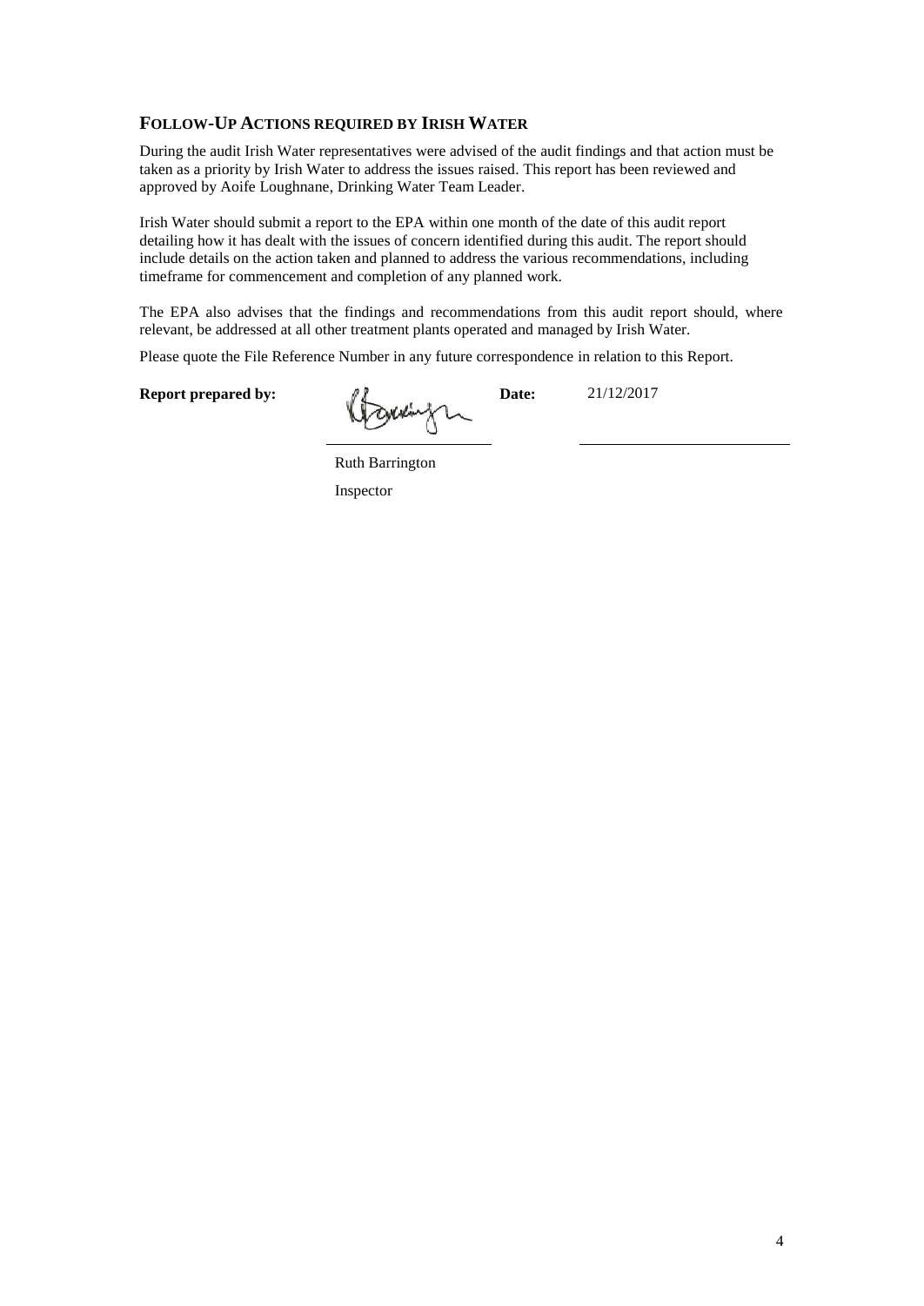## FOLLOW-UP ACTIONS REQUIRED BY IRISH WATER

During the audit Irish Water representatives were advised of the audit findings and that action must be taken as a priority by Irish Water to address the issues raised. This report has been reviewed and approved by Aoife Loughnane, Drinking Water Team Leader.

Irish Water should submit a report to the EPA within one month of the date of this audit report detailing how it has dealt with the issues of concern identified during this audit. The report should include details on the action taken and planned to address the various recommendations, including timeframe for commencement and completion of any planned work.

The EPA also advises that the findings and recommendations from this audit report should, where relevant, be addressed at all other treatment plants operated and managed by Irish Water.

Please quote the File Reference Number in any future correspondence in relation to this Report.

**Report prepared by:** **Date:** 21/12/2017

Ruth Barrington

Inspector